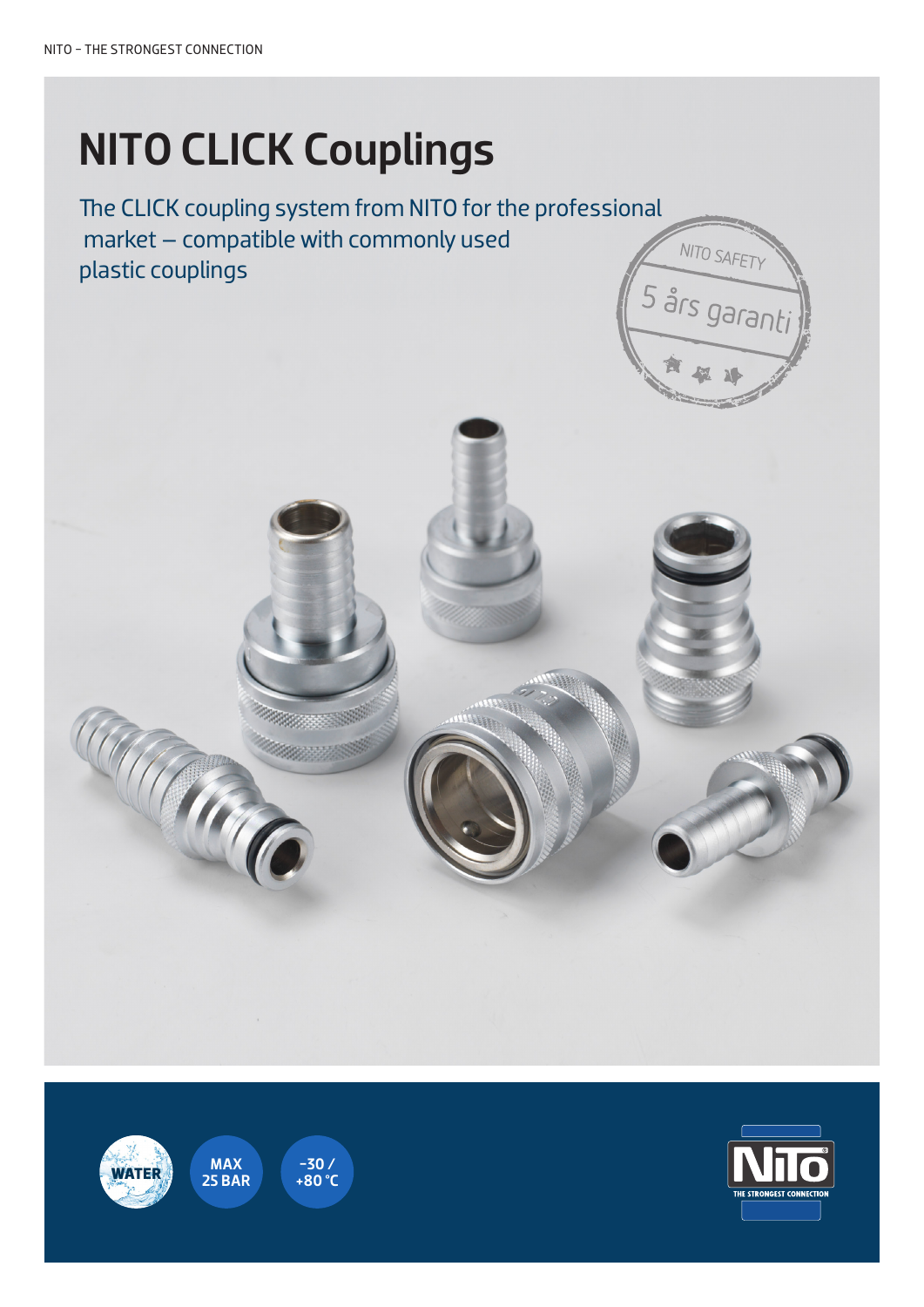# NITO CLICK Couplings

The CLICK coupling system from NITO for the professional market – compatible with commonly used plastic couplings

NITO SAFETY

5 års garanti

WATER

MAX 25 BAR

-30 / +80 °C

NITO

THE STRONGEST CONNECTION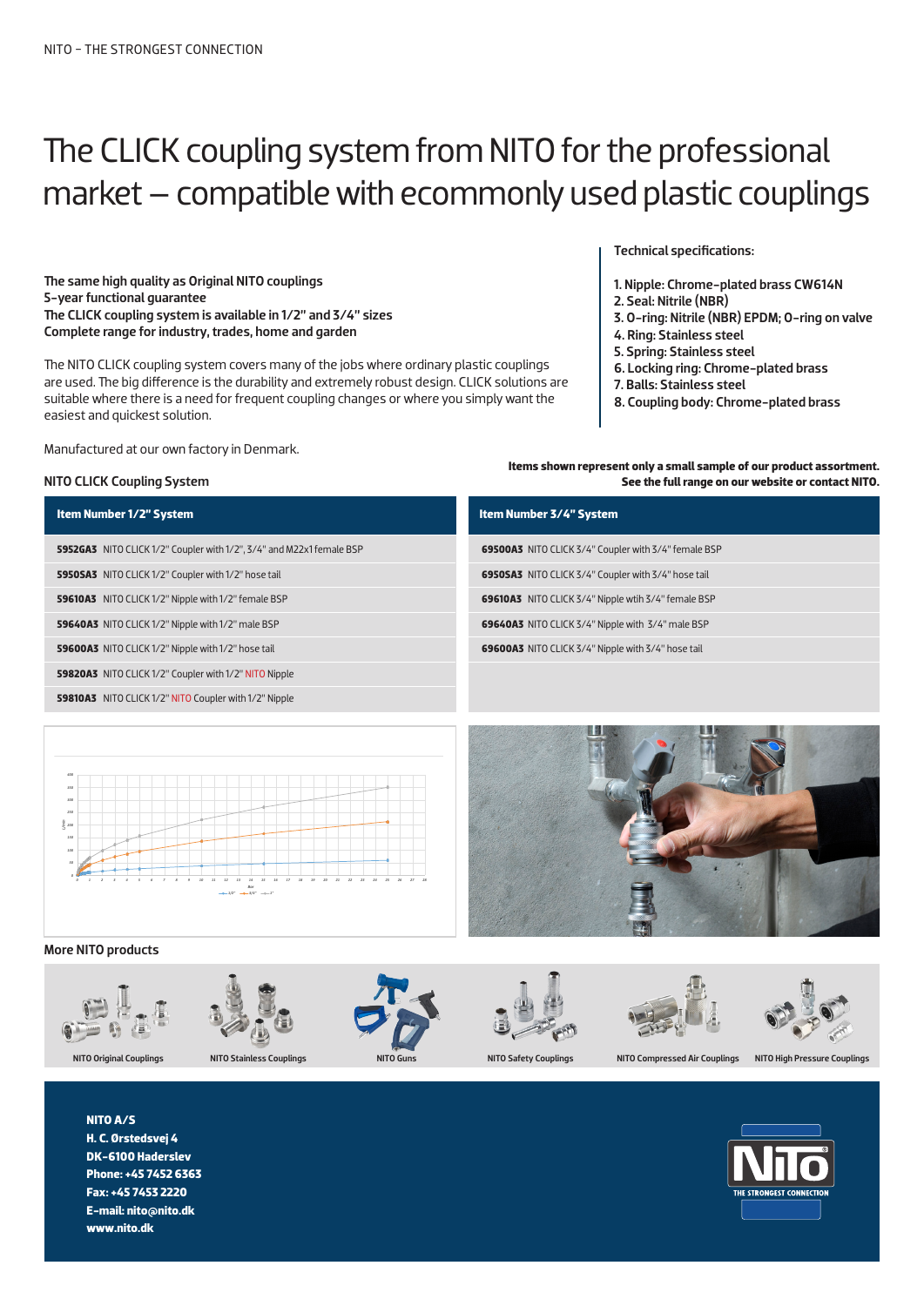# The CLICK coupling system from NITO for the professional market – compatible with ecommonly used plastic couplings

**The same high quality as Original NITO couplings**
**5-year functional guarantee**
**The CLICK coupling system is available in 1/2" and 3/4" sizes**
**Complete range for industry, trades, home and garden**

The NITO CLICK coupling system covers many of the jobs where ordinary plastic couplings are used. The big difference is the durability and extremely robust design. CLICK solutions are suitable where there is a need for frequent coupling changes or where you simply want the easiest and quickest solution.

Manufactured at our own factory in Denmark.

**Technical specifications:**

1. Nipple: Chrome-plated brass CW614N
2. Seal: Nitrile (NBR)
3. O-ring: Nitrile (NBR) EPDM; O-ring on valve
4. Ring: Stainless steel
5. Spring: Stainless steel
6. Locking ring: Chrome-plated brass
7. Balls: Stainless steel
8. Coupling body: Chrome-plated brass

**Items shown represent only a small sample of our product assortment. See the full range on our website or contact NITO.**

## NITO CLICK Coupling System

| Item Number 1/2" System | Item Number 3/4" System |
|---|---|
| **5952GA3** NITO CLICK 1/2" Coupler with 1/2", 3/4" and M22x1 female BSP | **69500A3** NITO CLICK 3/4" Coupler with 3/4" female BSP |
| **5950SA3** NITO CLICK 1/2" Coupler with 1/2" hose tail | **6950SA3** NITO CLICK 3/4" Coupler with 3/4" hose tail |
| **59610A3** NITO CLICK 1/2" Nipple with 1/2" female BSP | **69610A3** NITO CLICK 3/4" Nipple wtih 3/4" female BSP |
| **59640A3** NITO CLICK 1/2" Nipple with 1/2" male BSP | **69640A3** NITO CLICK 3/4" Nipple with 3/4" male BSP |
| **59600A3** NITO CLICK 1/2" Nipple with 1/2" hose tail | **69600A3** NITO CLICK 3/4" Nipple with 3/4" hose tail |
| **59820A3** NITO CLICK 1/2" Coupler with 1/2" NITO Nipple | |
| **59810A3** NITO CLICK 1/2" NITO Coupler with 1/2" Nipple | |

Bar
L/min
1/2" 3/4" 1"

## More NITO products

NITO Original Couplings

NITO Stainless Couplings

NITO Guns

NITO Safety Couplings

NITO Compressed Air Couplings

NITO High Pressure Couplings

**NITO A/S**
**H. C. Ørstedsvej 4**
**DK-6100 Haderslev**
**Phone: +45 7452 6363**
**Fax: +45 7453 2220**
**E-mail: nito@nito.dk**
**www.nito.dk**

NITO THE STRONGEST CONNECTION